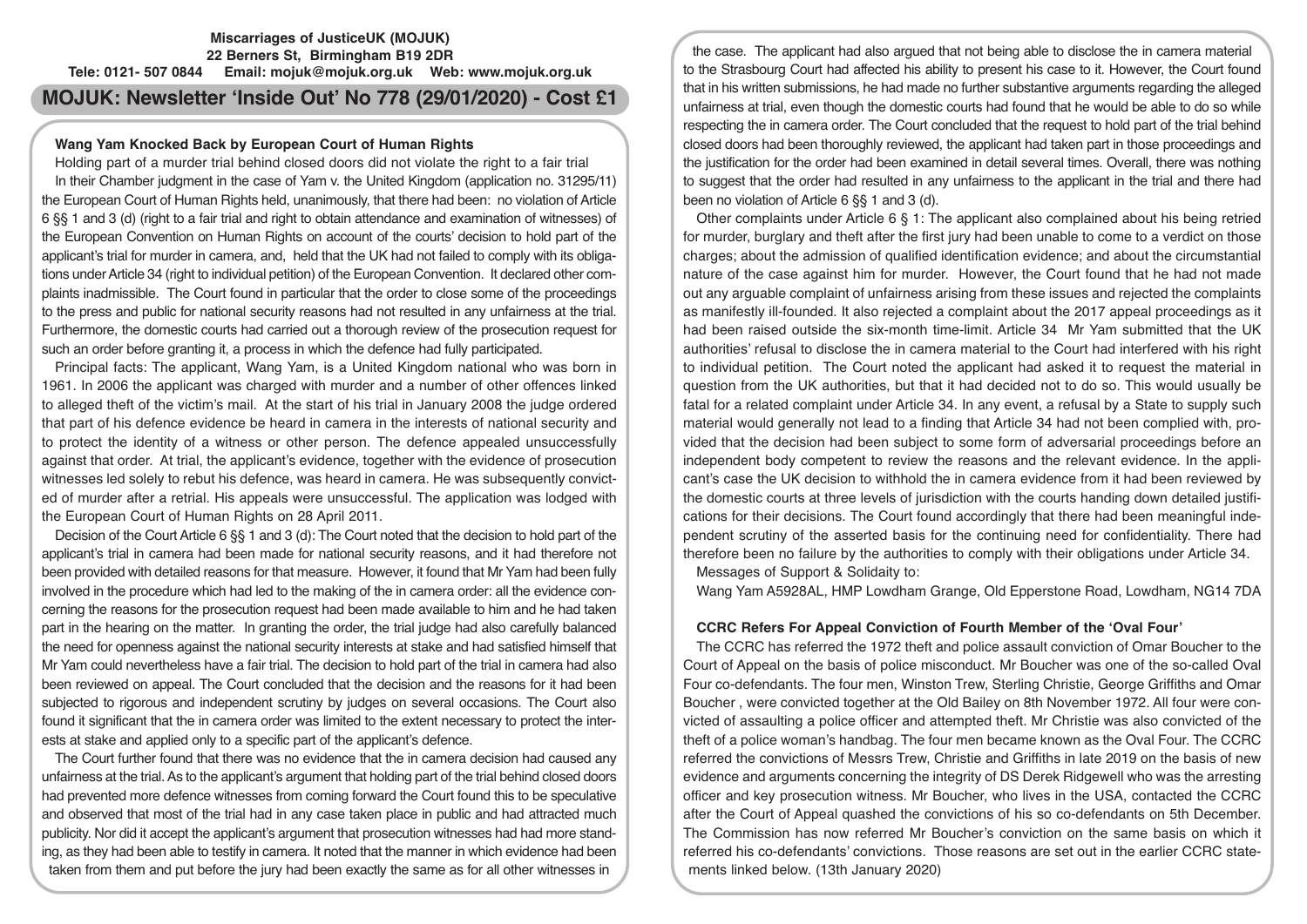**Miscarriages of JusticeUK (MOJUK)**
**22 Berners St, Birmingham B19 2DR**
**Tele: 0121- 507 0844 Email: mojuk@mojuk.org.uk Web: www.mojuk.org.uk**

# MOJUK: Newsletter 'Inside Out' No 778 (29/01/2020) - Cost £1

## Wang Yam Knocked Back by European Court of Human Rights

Holding part of a murder trial behind closed doors did not violate the right to a fair trial

In their Chamber judgment in the case of Yam v. the United Kingdom (application no. 31295/11) the European Court of Human Rights held, unanimously, that there had been: no violation of Article 6 §§ 1 and 3 (d) (right to a fair trial and right to obtain attendance and examination of witnesses) of the European Convention on Human Rights on account of the courts' decision to hold part of the applicant's trial for murder in camera, and, held that the UK had not failed to comply with its obligations under Article 34 (right to individual petition) of the European Convention. It declared other complaints inadmissible. The Court found in particular that the order to close some of the proceedings to the press and public for national security reasons had not resulted in any unfairness at the trial. Furthermore, the domestic courts had carried out a thorough review of the prosecution request for such an order before granting it, a process in which the defence had fully participated.

Principal facts: The applicant, Wang Yam, is a United Kingdom national who was born in 1961. In 2006 the applicant was charged with murder and a number of other offences linked to alleged theft of the victim's mail. At the start of his trial in January 2008 the judge ordered that part of his defence evidence be heard in camera in the interests of national security and to protect the identity of a witness or other person. The defence appealed unsuccessfully against that order. At trial, the applicant's evidence, together with the evidence of prosecution witnesses led solely to rebut his defence, was heard in camera. He was subsequently convicted of murder after a retrial. His appeals were unsuccessful. The application was lodged with the European Court of Human Rights on 28 April 2011.

Decision of the Court Article 6 §§ 1 and 3 (d): The Court noted that the decision to hold part of the applicant's trial in camera had been made for national security reasons, and it had therefore not been provided with detailed reasons for that measure. However, it found that Mr Yam had been fully involved in the procedure which had led to the making of the in camera order: all the evidence concerning the reasons for the prosecution request had been made available to him and he had taken part in the hearing on the matter. In granting the order, the trial judge had also carefully balanced the need for openness against the national security interests at stake and had satisfied himself that Mr Yam could nevertheless have a fair trial. The decision to hold part of the trial in camera had also been reviewed on appeal. The Court concluded that the decision and the reasons for it had been subjected to rigorous and independent scrutiny by judges on several occasions. The Court also found it significant that the in camera order was limited to the extent necessary to protect the interests at stake and applied only to a specific part of the applicant's defence.

The Court further found that there was no evidence that the in camera decision had caused any unfairness at the trial. As to the applicant's argument that holding part of the trial behind closed doors had prevented more defence witnesses from coming forward the Court found this to be speculative and observed that most of the trial had in any case taken place in public and had attracted much publicity. Nor did it accept the applicant's argument that prosecution witnesses had had more standing, as they had been able to testify in camera. It noted that the manner in which evidence had been taken from them and put before the jury had been exactly the same as for all other witnesses in the case. The applicant had also argued that not being able to disclose the in camera material to the Strasbourg Court had affected his ability to present his case to it. However, the Court found that in his written submissions, he had made no further substantive arguments regarding the alleged unfairness at trial, even though the domestic courts had found that he would be able to do so while respecting the in camera order. The Court concluded that the request to hold part of the trial behind closed doors had been thoroughly reviewed, the applicant had taken part in those proceedings and the justification for the order had been examined in detail several times. Overall, there was nothing to suggest that the order had resulted in any unfairness to the applicant in the trial and there had been no violation of Article 6 §§ 1 and 3 (d).

Other complaints under Article 6 § 1: The applicant also complained about his being retried for murder, burglary and theft after the first jury had been unable to come to a verdict on those charges; about the admission of qualified identification evidence; and about the circumstantial nature of the case against him for murder. However, the Court found that he had not made out any arguable complaint of unfairness arising from these issues and rejected the complaints as manifestly ill-founded. It also rejected a complaint about the 2017 appeal proceedings as it had been raised outside the six-month time-limit. Article 34 Mr Yam submitted that the UK authorities' refusal to disclose the in camera material to the Court had interfered with his right to individual petition. The Court noted the applicant had asked it to request the material in question from the UK authorities, but that it had decided not to do so. This would usually be fatal for a related complaint under Article 34. In any event, a refusal by a State to supply such material would generally not lead to a finding that Article 34 had not been complied with, provided that the decision had been subject to some form of adversarial proceedings before an independent body competent to review the reasons and the relevant evidence. In the applicant's case the UK decision to withhold the in camera evidence from it had been reviewed by the domestic courts at three levels of jurisdiction with the courts handing down detailed justifications for their decisions. The Court found accordingly that there had been meaningful independent scrutiny of the asserted basis for the continuing need for confidentiality. There had therefore been no failure by the authorities to comply with their obligations under Article 34.

Messages of Support & Solidaity to:

Wang Yam A5928AL, HMP Lowdham Grange, Old Epperstone Road, Lowdham, NG14 7DA

## CCRC Refers For Appeal Conviction of Fourth Member of the 'Oval Four'

The CCRC has referred the 1972 theft and police assault conviction of Omar Boucher to the Court of Appeal on the basis of police misconduct. Mr Boucher was one of the so-called Oval Four co-defendants. The four men, Winston Trew, Sterling Christie, George Griffiths and Omar Boucher , were convicted together at the Old Bailey on 8th November 1972. All four were convicted of assaulting a police officer and attempted theft. Mr Christie was also convicted of the theft of a police woman's handbag. The four men became known as the Oval Four. The CCRC referred the convictions of Messrs Trew, Christie and Griffiths in late 2019 on the basis of new evidence and arguments concerning the integrity of DS Derek Ridgewell who was the arresting officer and key prosecution witness. Mr Boucher, who lives in the USA, contacted the CCRC after the Court of Appeal quashed the convictions of his so co-defendants on 5th December. The Commission has now referred Mr Boucher's conviction on the same basis on which it referred his co-defendants' convictions. Those reasons are set out in the earlier CCRC statements linked below. (13th January 2020)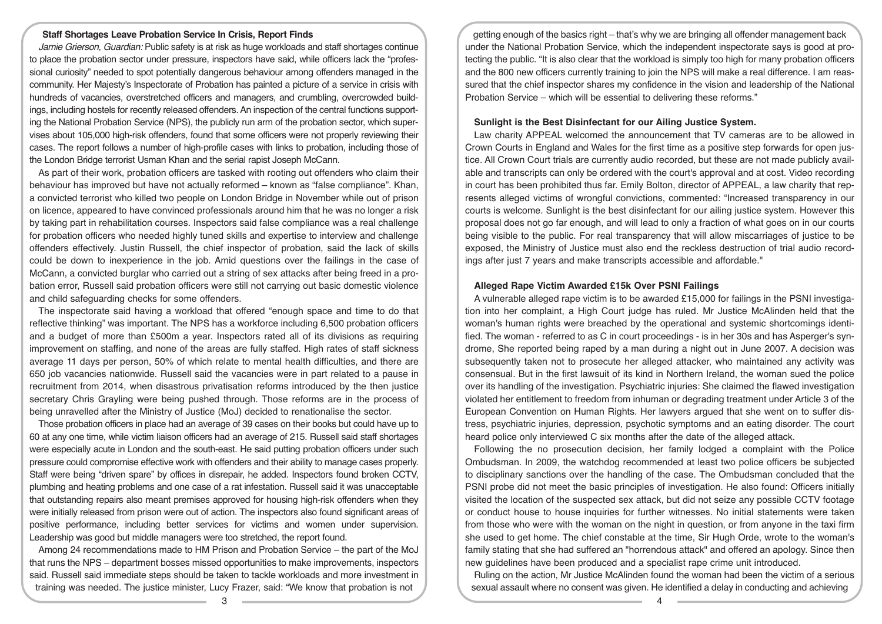### Staff Shortages Leave Probation Service In Crisis, Report Finds

*Jamie Grierson, Guardian:* Public safety is at risk as huge workloads and staff shortages continue to place the probation sector under pressure, inspectors have said, while officers lack the "professional curiosity" needed to spot potentially dangerous behaviour among offenders managed in the community. Her Majesty's Inspectorate of Probation has painted a picture of a service in crisis with hundreds of vacancies, overstretched officers and managers, and crumbling, overcrowded buildings, including hostels for recently released offenders. An inspection of the central functions supporting the National Probation Service (NPS), the publicly run arm of the probation sector, which supervises about 105,000 high-risk offenders, found that some officers were not properly reviewing their cases. The report follows a number of high-profile cases with links to probation, including those of the London Bridge terrorist Usman Khan and the serial rapist Joseph McCann.

As part of their work, probation officers are tasked with rooting out offenders who claim their behaviour has improved but have not actually reformed – known as "false compliance". Khan, a convicted terrorist who killed two people on London Bridge in November while out of prison on licence, appeared to have convinced professionals around him that he was no longer a risk by taking part in rehabilitation courses. Inspectors said false compliance was a real challenge for probation officers who needed highly tuned skills and expertise to interview and challenge offenders effectively. Justin Russell, the chief inspector of probation, said the lack of skills could be down to inexperience in the job. Amid questions over the failings in the case of McCann, a convicted burglar who carried out a string of sex attacks after being freed in a probation error, Russell said probation officers were still not carrying out basic domestic violence and child safeguarding checks for some offenders.

The inspectorate said having a workload that offered "enough space and time to do that reflective thinking" was important. The NPS has a workforce including 6,500 probation officers and a budget of more than £500m a year. Inspectors rated all of its divisions as requiring improvement on staffing, and none of the areas are fully staffed. High rates of staff sickness average 11 days per person, 50% of which relate to mental health difficulties, and there are 650 job vacancies nationwide. Russell said the vacancies were in part related to a pause in recruitment from 2014, when disastrous privatisation reforms introduced by the then justice secretary Chris Grayling were being pushed through. Those reforms are in the process of being unravelled after the Ministry of Justice (MoJ) decided to renationalise the sector.

Those probation officers in place had an average of 39 cases on their books but could have up to 60 at any one time, while victim liaison officers had an average of 215. Russell said staff shortages were especially acute in London and the south-east. He said putting probation officers under such pressure could compromise effective work with offenders and their ability to manage cases properly. Staff were being "driven spare" by offices in disrepair, he added. Inspectors found broken CCTV, plumbing and heating problems and one case of a rat infestation. Russell said it was unacceptable that outstanding repairs also meant premises approved for housing high-risk offenders when they were initially released from prison were out of action. The inspectors also found significant areas of positive performance, including better services for victims and women under supervision. Leadership was good but middle managers were too stretched, the report found.

Among 24 recommendations made to HM Prison and Probation Service – the part of the MoJ that runs the NPS – department bosses missed opportunities to make improvements, inspectors said. Russell said immediate steps should be taken to tackle workloads and more investment in training was needed. The justice minister, Lucy Frazer, said: "We know that probation is not getting enough of the basics right – that's why we are bringing all offender management back under the National Probation Service, which the independent inspectorate says is good at protecting the public. "It is also clear that the workload is simply too high for many probation officers and the 800 new officers currently training to join the NPS will make a real difference. I am reassured that the chief inspector shares my confidence in the vision and leadership of the National Probation Service – which will be essential to delivering these reforms."

### Sunlight is the Best Disinfectant for our Ailing Justice System.

Law charity APPEAL welcomed the announcement that TV cameras are to be allowed in Crown Courts in England and Wales for the first time as a positive step forwards for open justice. All Crown Court trials are currently audio recorded, but these are not made publicly available and transcripts can only be ordered with the court's approval and at cost. Video recording in court has been prohibited thus far. Emily Bolton, director of APPEAL, a law charity that represents alleged victims of wrongful convictions, commented: "Increased transparency in our courts is welcome. Sunlight is the best disinfectant for our ailing justice system. However this proposal does not go far enough, and will lead to only a fraction of what goes on in our courts being visible to the public. For real transparency that will allow miscarriages of justice to be exposed, the Ministry of Justice must also end the reckless destruction of trial audio recordings after just 7 years and make transcripts accessible and affordable."

### Alleged Rape Victim Awarded £15k Over PSNI Failings

A vulnerable alleged rape victim is to be awarded £15,000 for failings in the PSNI investigation into her complaint, a High Court judge has ruled. Mr Justice McAlinden held that the woman's human rights were breached by the operational and systemic shortcomings identified. The woman - referred to as C in court proceedings - is in her 30s and has Asperger's syndrome, She reported being raped by a man during a night out in June 2007. A decision was subsequently taken not to prosecute her alleged attacker, who maintained any activity was consensual. But in the first lawsuit of its kind in Northern Ireland, the woman sued the police over its handling of the investigation. Psychiatric injuries: She claimed the flawed investigation violated her entitlement to freedom from inhuman or degrading treatment under Article 3 of the European Convention on Human Rights. Her lawyers argued that she went on to suffer distress, psychiatric injuries, depression, psychotic symptoms and an eating disorder. The court heard police only interviewed C six months after the date of the alleged attack.

Following the no prosecution decision, her family lodged a complaint with the Police Ombudsman. In 2009, the watchdog recommended at least two police officers be subjected to disciplinary sanctions over the handling of the case. The Ombudsman concluded that the PSNI probe did not meet the basic principles of investigation. He also found: Officers initially visited the location of the suspected sex attack, but did not seize any possible CCTV footage or conduct house to house inquiries for further witnesses. No initial statements were taken from those who were with the woman on the night in question, or from anyone in the taxi firm she used to get home. The chief constable at the time, Sir Hugh Orde, wrote to the woman's family stating that she had suffered an "horrendous attack" and offered an apology. Since then new guidelines have been produced and a specialist rape crime unit introduced.

Ruling on the action, Mr Justice McAlinden found the woman had been the victim of a serious sexual assault where no consent was given. He identified a delay in conducting and achieving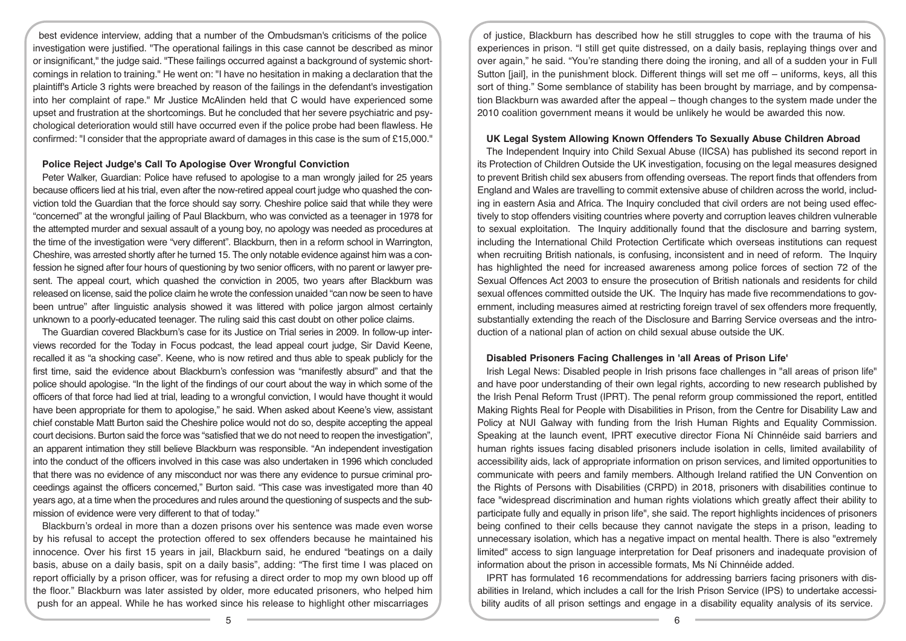best evidence interview, adding that a number of the Ombudsman's criticisms of the police investigation were justified. "The operational failings in this case cannot be described as minor or insignificant," the judge said. "These failings occurred against a background of systemic shortcomings in relation to training." He went on: "I have no hesitation in making a declaration that the plaintiff's Article 3 rights were breached by reason of the failings in the defendant's investigation into her complaint of rape." Mr Justice McAlinden held that C would have experienced some upset and frustration at the shortcomings. But he concluded that her severe psychiatric and psychological deterioration would still have occurred even if the police probe had been flawless. He confirmed: "I consider that the appropriate award of damages in this case is the sum of £15,000."

### Police Reject Judge's Call To Apologise Over Wrongful Conviction

Peter Walker, Guardian: Police have refused to apologise to a man wrongly jailed for 25 years because officers lied at his trial, even after the now-retired appeal court judge who quashed the conviction told the Guardian that the force should say sorry. Cheshire police said that while they were "concerned" at the wrongful jailing of Paul Blackburn, who was convicted as a teenager in 1978 for the attempted murder and sexual assault of a young boy, no apology was needed as procedures at the time of the investigation were "very different". Blackburn, then in a reform school in Warrington, Cheshire, was arrested shortly after he turned 15. The only notable evidence against him was a confession he signed after four hours of questioning by two senior officers, with no parent or lawyer present. The appeal court, which quashed the conviction in 2005, two years after Blackburn was released on license, said the police claim he wrote the confession unaided "can now be seen to have been untrue" after linguistic analysis showed it was littered with police jargon almost certainly unknown to a poorly-educated teenager. The ruling said this cast doubt on other police claims.

The Guardian covered Blackburn's case for its Justice on Trial series in 2009. In follow-up interviews recorded for the Today in Focus podcast, the lead appeal court judge, Sir David Keene, recalled it as "a shocking case". Keene, who is now retired and thus able to speak publicly for the first time, said the evidence about Blackburn's confession was "manifestly absurd" and that the police should apologise. "In the light of the findings of our court about the way in which some of the officers of that force had lied at trial, leading to a wrongful conviction, I would have thought it would have been appropriate for them to apologise," he said. When asked about Keene's view, assistant chief constable Matt Burton said the Cheshire police would not do so, despite accepting the appeal court decisions. Burton said the force was "satisfied that we do not need to reopen the investigation", an apparent intimation they still believe Blackburn was responsible. "An independent investigation into the conduct of the officers involved in this case was also undertaken in 1996 which concluded that there was no evidence of any misconduct nor was there any evidence to pursue criminal proceedings against the officers concerned," Burton said. "This case was investigated more than 40 years ago, at a time when the procedures and rules around the questioning of suspects and the submission of evidence were very different to that of today."

Blackburn's ordeal in more than a dozen prisons over his sentence was made even worse by his refusal to accept the protection offered to sex offenders because he maintained his innocence. Over his first 15 years in jail, Blackburn said, he endured "beatings on a daily basis, abuse on a daily basis, spit on a daily basis", adding: "The first time I was placed on report officially by a prison officer, was for refusing a direct order to mop my own blood up off the floor." Blackburn was later assisted by older, more educated prisoners, who helped him push for an appeal. While he has worked since his release to highlight other miscarriages of justice, Blackburn has described how he still struggles to cope with the trauma of his experiences in prison. "I still get quite distressed, on a daily basis, replaying things over and over again," he said. "You're standing there doing the ironing, and all of a sudden your in Full Sutton [jail], in the punishment block. Different things will set me off – uniforms, keys, all this sort of thing." Some semblance of stability has been brought by marriage, and by compensation Blackburn was awarded after the appeal – though changes to the system made under the 2010 coalition government means it would be unlikely he would be awarded this now.

### UK Legal System Allowing Known Offenders To Sexually Abuse Children Abroad

The Independent Inquiry into Child Sexual Abuse (IICSA) has published its second report in its Protection of Children Outside the UK investigation, focusing on the legal measures designed to prevent British child sex abusers from offending overseas. The report finds that offenders from England and Wales are travelling to commit extensive abuse of children across the world, including in eastern Asia and Africa. The Inquiry concluded that civil orders are not being used effectively to stop offenders visiting countries where poverty and corruption leaves children vulnerable to sexual exploitation. The Inquiry additionally found that the disclosure and barring system, including the International Child Protection Certificate which overseas institutions can request when recruiting British nationals, is confusing, inconsistent and in need of reform. The Inquiry has highlighted the need for increased awareness among police forces of section 72 of the Sexual Offences Act 2003 to ensure the prosecution of British nationals and residents for child sexual offences committed outside the UK. The Inquiry has made five recommendations to government, including measures aimed at restricting foreign travel of sex offenders more frequently, substantially extending the reach of the Disclosure and Barring Service overseas and the introduction of a national plan of action on child sexual abuse outside the UK.

### Disabled Prisoners Facing Challenges in 'all Areas of Prison Life'

Irish Legal News: Disabled people in Irish prisons face challenges in "all areas of prison life" and have poor understanding of their own legal rights, according to new research published by the Irish Penal Reform Trust (IPRT). The penal reform group commissioned the report, entitled Making Rights Real for People with Disabilities in Prison, from the Centre for Disability Law and Policy at NUI Galway with funding from the Irish Human Rights and Equality Commission. Speaking at the launch event, IPRT executive director Fíona Ní Chinnéide said barriers and human rights issues facing disabled prisoners include isolation in cells, limited availability of accessibility aids, lack of appropriate information on prison services, and limited opportunities to communicate with peers and family members. Although Ireland ratified the UN Convention on the Rights of Persons with Disabilities (CRPD) in 2018, prisoners with disabilities continue to face "widespread discrimination and human rights violations which greatly affect their ability to participate fully and equally in prison life", she said. The report highlights incidences of prisoners being confined to their cells because they cannot navigate the steps in a prison, leading to unnecessary isolation, which has a negative impact on mental health. There is also "extremely limited" access to sign language interpretation for Deaf prisoners and inadequate provision of information about the prison in accessible formats, Ms Ní Chinnéide added.

IPRT has formulated 16 recommendations for addressing barriers facing prisoners with disabilities in Ireland, which includes a call for the Irish Prison Service (IPS) to undertake accessibility audits of all prison settings and engage in a disability equality analysis of its service.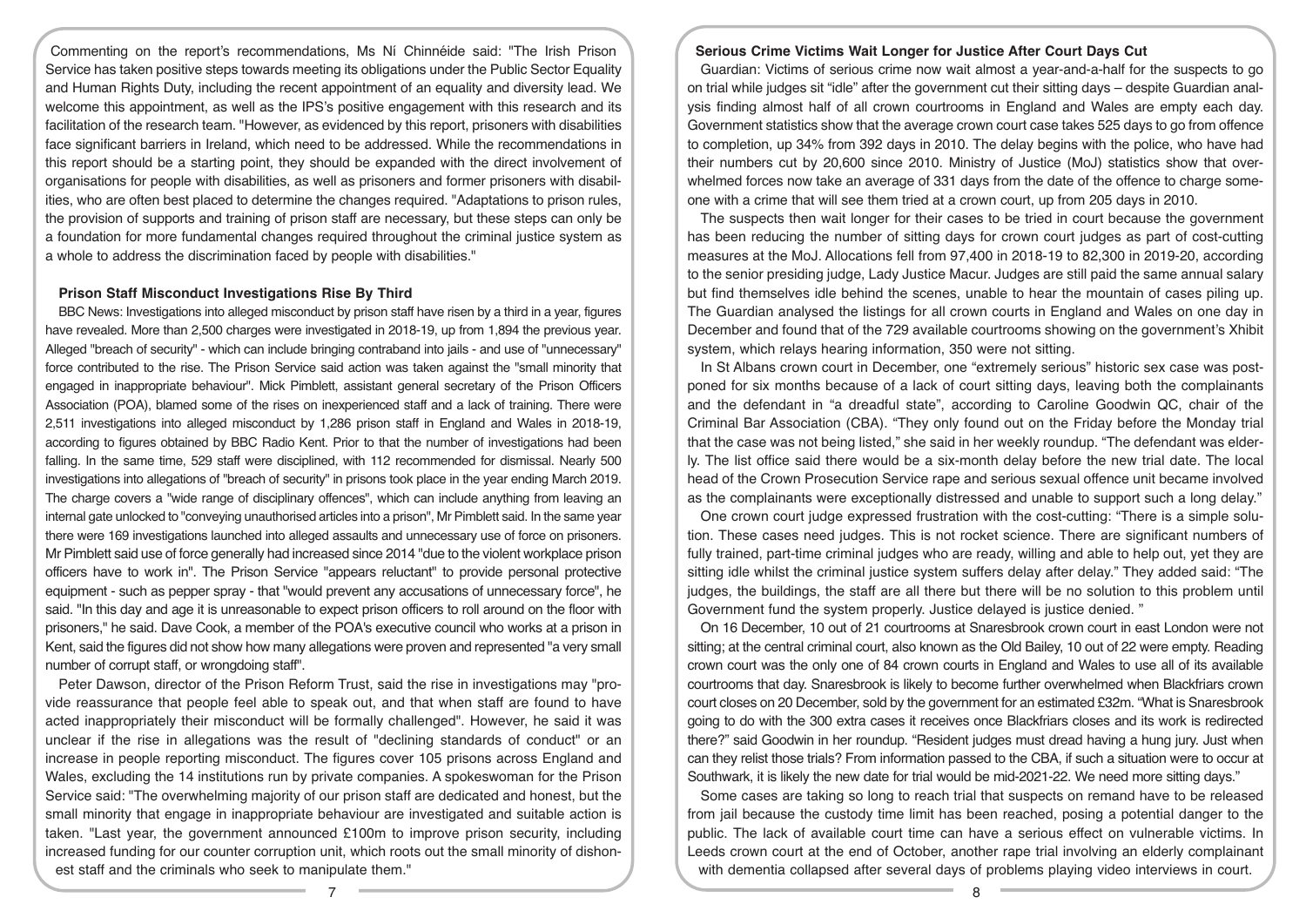Commenting on the report's recommendations, Ms Ní Chinnéide said: "The Irish Prison Service has taken positive steps towards meeting its obligations under the Public Sector Equality and Human Rights Duty, including the recent appointment of an equality and diversity lead. We welcome this appointment, as well as the IPS's positive engagement with this research and its facilitation of the research team. "However, as evidenced by this report, prisoners with disabilities face significant barriers in Ireland, which need to be addressed. While the recommendations in this report should be a starting point, they should be expanded with the direct involvement of organisations for people with disabilities, as well as prisoners and former prisoners with disabilities, who are often best placed to determine the changes required. "Adaptations to prison rules, the provision of supports and training of prison staff are necessary, but these steps can only be a foundation for more fundamental changes required throughout the criminal justice system as a whole to address the discrimination faced by people with disabilities."

### Prison Staff Misconduct Investigations Rise By Third

BBC News: Investigations into alleged misconduct by prison staff have risen by a third in a year, figures have revealed. More than 2,500 charges were investigated in 2018-19, up from 1,894 the previous year. Alleged "breach of security" - which can include bringing contraband into jails - and use of "unnecessary" force contributed to the rise. The Prison Service said action was taken against the "small minority that engaged in inappropriate behaviour". Mick Pimblett, assistant general secretary of the Prison Officers Association (POA), blamed some of the rises on inexperienced staff and a lack of training. There were 2,511 investigations into alleged misconduct by 1,286 prison staff in England and Wales in 2018-19, according to figures obtained by BBC Radio Kent. Prior to that the number of investigations had been falling. In the same time, 529 staff were disciplined, with 112 recommended for dismissal. Nearly 500 investigations into allegations of "breach of security" in prisons took place in the year ending March 2019. The charge covers a "wide range of disciplinary offences", which can include anything from leaving an internal gate unlocked to "conveying unauthorised articles into a prison", Mr Pimblett said. In the same year there were 169 investigations launched into alleged assaults and unnecessary use of force on prisoners. Mr Pimblett said use of force generally had increased since 2014 "due to the violent workplace prison officers have to work in". The Prison Service "appears reluctant" to provide personal protective equipment - such as pepper spray - that "would prevent any accusations of unnecessary force", he said. "In this day and age it is unreasonable to expect prison officers to roll around on the floor with prisoners," he said. Dave Cook, a member of the POA's executive council who works at a prison in Kent, said the figures did not show how many allegations were proven and represented "a very small number of corrupt staff, or wrongdoing staff".

Peter Dawson, director of the Prison Reform Trust, said the rise in investigations may "provide reassurance that people feel able to speak out, and that when staff are found to have acted inappropriately their misconduct will be formally challenged". However, he said it was unclear if the rise in allegations was the result of "declining standards of conduct" or an increase in people reporting misconduct. The figures cover 105 prisons across England and Wales, excluding the 14 institutions run by private companies. A spokeswoman for the Prison Service said: "The overwhelming majority of our prison staff are dedicated and honest, but the small minority that engage in inappropriate behaviour are investigated and suitable action is taken. "Last year, the government announced £100m to improve prison security, including increased funding for our counter corruption unit, which roots out the small minority of dishonest staff and the criminals who seek to manipulate them."

### Serious Crime Victims Wait Longer for Justice After Court Days Cut

Guardian: Victims of serious crime now wait almost a year-and-a-half for the suspects to go on trial while judges sit "idle" after the government cut their sitting days – despite Guardian analysis finding almost half of all crown courtrooms in England and Wales are empty each day. Government statistics show that the average crown court case takes 525 days to go from offence to completion, up 34% from 392 days in 2010. The delay begins with the police, who have had their numbers cut by 20,600 since 2010. Ministry of Justice (MoJ) statistics show that overwhelmed forces now take an average of 331 days from the date of the offence to charge someone with a crime that will see them tried at a crown court, up from 205 days in 2010.

The suspects then wait longer for their cases to be tried in court because the government has been reducing the number of sitting days for crown court judges as part of cost-cutting measures at the MoJ. Allocations fell from 97,400 in 2018-19 to 82,300 in 2019-20, according to the senior presiding judge, Lady Justice Macur. Judges are still paid the same annual salary but find themselves idle behind the scenes, unable to hear the mountain of cases piling up. The Guardian analysed the listings for all crown courts in England and Wales on one day in December and found that of the 729 available courtrooms showing on the government's Xhibit system, which relays hearing information, 350 were not sitting.

In St Albans crown court in December, one "extremely serious" historic sex case was postponed for six months because of a lack of court sitting days, leaving both the complainants and the defendant in "a dreadful state", according to Caroline Goodwin QC, chair of the Criminal Bar Association (CBA). "They only found out on the Friday before the Monday trial that the case was not being listed," she said in her weekly roundup. "The defendant was elderly. The list office said there would be a six-month delay before the new trial date. The local head of the Crown Prosecution Service rape and serious sexual offence unit became involved as the complainants were exceptionally distressed and unable to support such a long delay."

One crown court judge expressed frustration with the cost-cutting: "There is a simple solution. These cases need judges. This is not rocket science. There are significant numbers of fully trained, part-time criminal judges who are ready, willing and able to help out, yet they are sitting idle whilst the criminal justice system suffers delay after delay." They added said: "The judges, the buildings, the staff are all there but there will be no solution to this problem until Government fund the system properly. Justice delayed is justice denied. "

On 16 December, 10 out of 21 courtrooms at Snaresbrook crown court in east London were not sitting; at the central criminal court, also known as the Old Bailey, 10 out of 22 were empty. Reading crown court was the only one of 84 crown courts in England and Wales to use all of its available courtrooms that day. Snaresbrook is likely to become further overwhelmed when Blackfriars crown court closes on 20 December, sold by the government for an estimated £32m. "What is Snaresbrook going to do with the 300 extra cases it receives once Blackfriars closes and its work is redirected there?" said Goodwin in her roundup. "Resident judges must dread having a hung jury. Just when can they relist those trials? From information passed to the CBA, if such a situation were to occur at Southwark, it is likely the new date for trial would be mid-2021-22. We need more sitting days."

Some cases are taking so long to reach trial that suspects on remand have to be released from jail because the custody time limit has been reached, posing a potential danger to the public. The lack of available court time can have a serious effect on vulnerable victims. In Leeds crown court at the end of October, another rape trial involving an elderly complainant with dementia collapsed after several days of problems playing video interviews in court.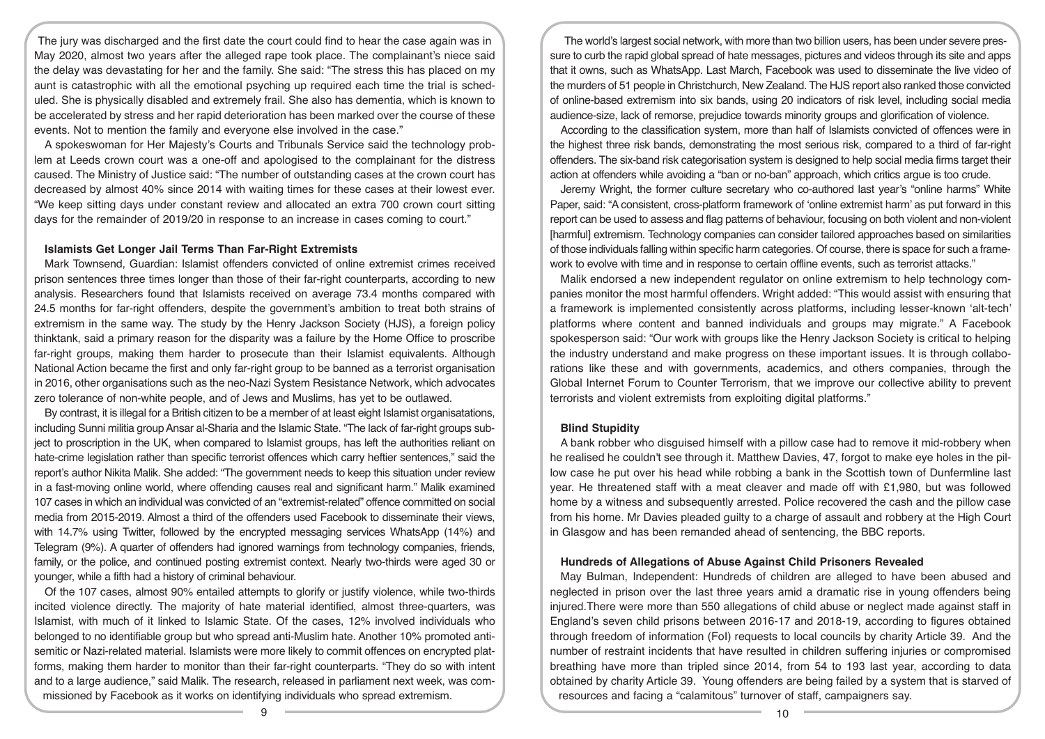The jury was discharged and the first date the court could find to hear the case again was in May 2020, almost two years after the alleged rape took place. The complainant's niece said the delay was devastating for her and the family. She said: "The stress this has placed on my aunt is catastrophic with all the emotional psyching up required each time the trial is scheduled. She is physically disabled and extremely frail. She also has dementia, which is known to be accelerated by stress and her rapid deterioration has been marked over the course of these events. Not to mention the family and everyone else involved in the case."

A spokeswoman for Her Majesty's Courts and Tribunals Service said the technology problem at Leeds crown court was a one-off and apologised to the complainant for the distress caused. The Ministry of Justice said: "The number of outstanding cases at the crown court has decreased by almost 40% since 2014 with waiting times for these cases at their lowest ever. "We keep sitting days under constant review and allocated an extra 700 crown court sitting days for the remainder of 2019/20 in response to an increase in cases coming to court."

### Islamists Get Longer Jail Terms Than Far-Right Extremists

Mark Townsend, Guardian: Islamist offenders convicted of online extremist crimes received prison sentences three times longer than those of their far-right counterparts, according to new analysis. Researchers found that Islamists received on average 73.4 months compared with 24.5 months for far-right offenders, despite the government's ambition to treat both strains of extremism in the same way. The study by the Henry Jackson Society (HJS), a foreign policy thinktank, said a primary reason for the disparity was a failure by the Home Office to proscribe far-right groups, making them harder to prosecute than their Islamist equivalents. Although National Action became the first and only far-right group to be banned as a terrorist organisation in 2016, other organisations such as the neo-Nazi System Resistance Network, which advocates zero tolerance of non-white people, and of Jews and Muslims, has yet to be outlawed.

By contrast, it is illegal for a British citizen to be a member of at least eight Islamist organisatations, including Sunni militia group Ansar al-Sharia and the Islamic State. "The lack of far-right groups subject to proscription in the UK, when compared to Islamist groups, has left the authorities reliant on hate-crime legislation rather than specific terrorist offences which carry heftier sentences," said the report's author Nikita Malik. She added: "The government needs to keep this situation under review in a fast-moving online world, where offending causes real and significant harm." Malik examined 107 cases in which an individual was convicted of an "extremist-related" offence committed on social media from 2015-2019. Almost a third of the offenders used Facebook to disseminate their views, with 14.7% using Twitter, followed by the encrypted messaging services WhatsApp (14%) and Telegram (9%). A quarter of offenders had ignored warnings from technology companies, friends, family, or the police, and continued posting extremist context. Nearly two-thirds were aged 30 or younger, while a fifth had a history of criminal behaviour.

Of the 107 cases, almost 90% entailed attempts to glorify or justify violence, while two-thirds incited violence directly. The majority of hate material identified, almost three-quarters, was Islamist, with much of it linked to Islamic State. Of the cases, 12% involved individuals who belonged to no identifiable group but who spread anti-Muslim hate. Another 10% promoted antisemitic or Nazi-related material. Islamists were more likely to commit offences on encrypted platforms, making them harder to monitor than their far-right counterparts. "They do so with intent and to a large audience," said Malik. The research, released in parliament next week, was commissioned by Facebook as it works on identifying individuals who spread extremism.

The world's largest social network, with more than two billion users, has been under severe pressure to curb the rapid global spread of hate messages, pictures and videos through its site and apps that it owns, such as WhatsApp. Last March, Facebook was used to disseminate the live video of the murders of 51 people in Christchurch, New Zealand. The HJS report also ranked those convicted of online-based extremism into six bands, using 20 indicators of risk level, including social media audience-size, lack of remorse, prejudice towards minority groups and glorification of violence.

According to the classification system, more than half of Islamists convicted of offences were in the highest three risk bands, demonstrating the most serious risk, compared to a third of far-right offenders. The six-band risk categorisation system is designed to help social media firms target their action at offenders while avoiding a "ban or no-ban" approach, which critics argue is too crude.

Jeremy Wright, the former culture secretary who co-authored last year's "online harms" White Paper, said: "A consistent, cross-platform framework of 'online extremist harm' as put forward in this report can be used to assess and flag patterns of behaviour, focusing on both violent and non-violent [harmful] extremism. Technology companies can consider tailored approaches based on similarities of those individuals falling within specific harm categories. Of course, there is space for such a framework to evolve with time and in response to certain offline events, such as terrorist attacks."

Malik endorsed a new independent regulator on online extremism to help technology companies monitor the most harmful offenders. Wright added: "This would assist with ensuring that a framework is implemented consistently across platforms, including lesser-known 'alt-tech' platforms where content and banned individuals and groups may migrate." A Facebook spokesperson said: "Our work with groups like the Henry Jackson Society is critical to helping the industry understand and make progress on these important issues. It is through collaborations like these and with governments, academics, and others companies, through the Global Internet Forum to Counter Terrorism, that we improve our collective ability to prevent terrorists and violent extremists from exploiting digital platforms."

### Blind Stupidity

A bank robber who disguised himself with a pillow case had to remove it mid-robbery when he realised he couldn't see through it. Matthew Davies, 47, forgot to make eye holes in the pillow case he put over his head while robbing a bank in the Scottish town of Dunfermline last year. He threatened staff with a meat cleaver and made off with £1,980, but was followed home by a witness and subsequently arrested. Police recovered the cash and the pillow case from his home. Mr Davies pleaded guilty to a charge of assault and robbery at the High Court in Glasgow and has been remanded ahead of sentencing, the BBC reports.

### Hundreds of Allegations of Abuse Against Child Prisoners Revealed

May Bulman, Independent: Hundreds of children are alleged to have been abused and neglected in prison over the last three years amid a dramatic rise in young offenders being injured.There were more than 550 allegations of child abuse or neglect made against staff in England's seven child prisons between 2016-17 and 2018-19, according to figures obtained through freedom of information (FoI) requests to local councils by charity Article 39. And the number of restraint incidents that have resulted in children suffering injuries or compromised breathing have more than tripled since 2014, from 54 to 193 last year, according to data obtained by charity Article 39. Young offenders are being failed by a system that is starved of resources and facing a "calamitous" turnover of staff, campaigners say.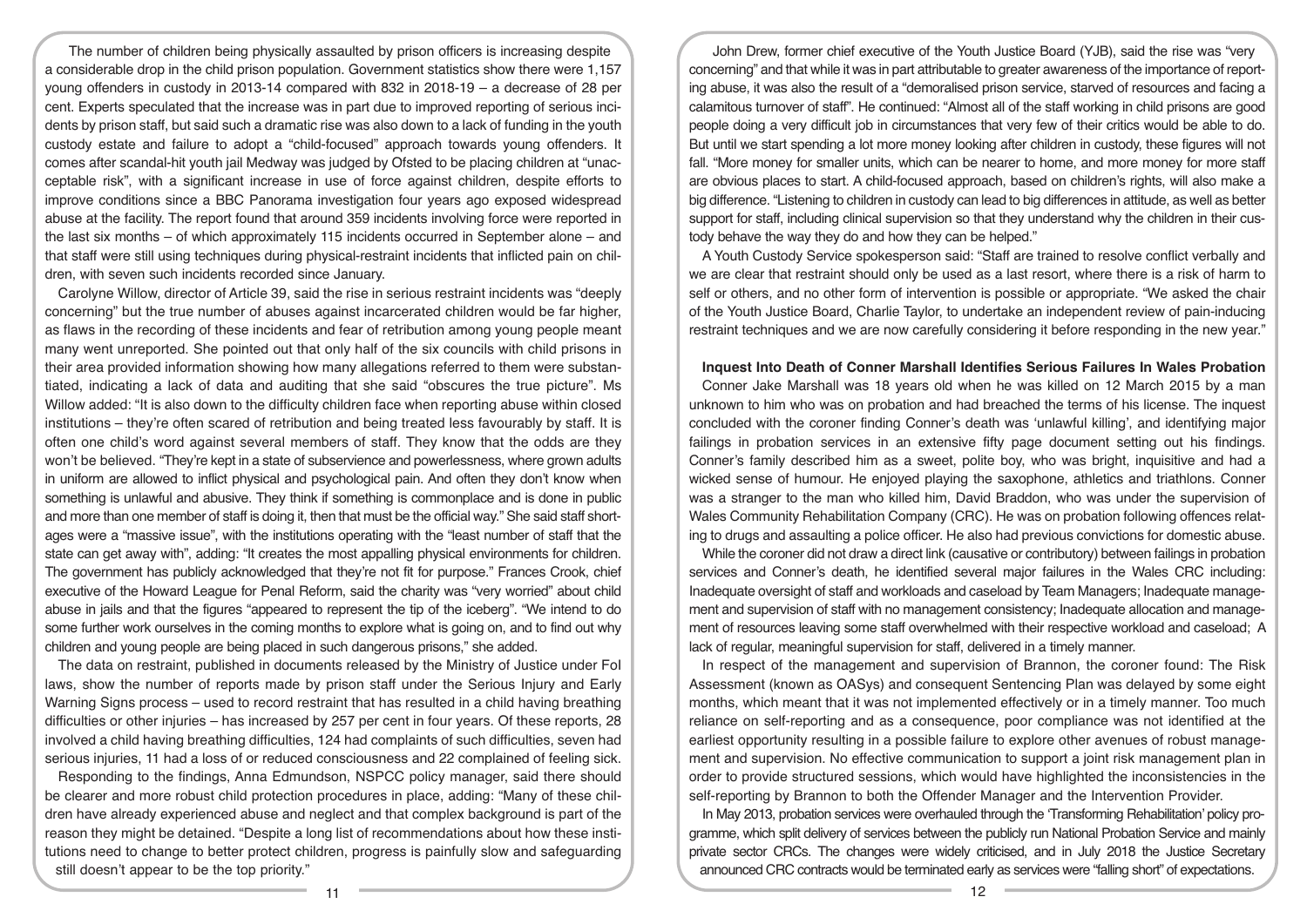The number of children being physically assaulted by prison officers is increasing despite a considerable drop in the child prison population. Government statistics show there were 1,157 young offenders in custody in 2013-14 compared with 832 in 2018-19 – a decrease of 28 per cent. Experts speculated that the increase was in part due to improved reporting of serious incidents by prison staff, but said such a dramatic rise was also down to a lack of funding in the youth custody estate and failure to adopt a "child-focused" approach towards young offenders. It comes after scandal-hit youth jail Medway was judged by Ofsted to be placing children at "unacceptable risk", with a significant increase in use of force against children, despite efforts to improve conditions since a BBC Panorama investigation four years ago exposed widespread abuse at the facility. The report found that around 359 incidents involving force were reported in the last six months – of which approximately 115 incidents occurred in September alone – and that staff were still using techniques during physical-restraint incidents that inflicted pain on children, with seven such incidents recorded since January.

Carolyne Willow, director of Article 39, said the rise in serious restraint incidents was "deeply concerning" but the true number of abuses against incarcerated children would be far higher, as flaws in the recording of these incidents and fear of retribution among young people meant many went unreported. She pointed out that only half of the six councils with child prisons in their area provided information showing how many allegations referred to them were substantiated, indicating a lack of data and auditing that she said "obscures the true picture". Ms Willow added: "It is also down to the difficulty children face when reporting abuse within closed institutions – they're often scared of retribution and being treated less favourably by staff. It is often one child's word against several members of staff. They know that the odds are they won't be believed. "They're kept in a state of subservience and powerlessness, where grown adults in uniform are allowed to inflict physical and psychological pain. And often they don't know when something is unlawful and abusive. They think if something is commonplace and is done in public and more than one member of staff is doing it, then that must be the official way." She said staff shortages were a "massive issue", with the institutions operating with the "least number of staff that the state can get away with", adding: "It creates the most appalling physical environments for children. The government has publicly acknowledged that they're not fit for purpose." Frances Crook, chief executive of the Howard League for Penal Reform, said the charity was "very worried" about child abuse in jails and that the figures "appeared to represent the tip of the iceberg". "We intend to do some further work ourselves in the coming months to explore what is going on, and to find out why children and young people are being placed in such dangerous prisons," she added.

The data on restraint, published in documents released by the Ministry of Justice under FoI laws, show the number of reports made by prison staff under the Serious Injury and Early Warning Signs process – used to record restraint that has resulted in a child having breathing difficulties or other injuries – has increased by 257 per cent in four years. Of these reports, 28 involved a child having breathing difficulties, 124 had complaints of such difficulties, seven had serious injuries, 11 had a loss of or reduced consciousness and 22 complained of feeling sick.

Responding to the findings, Anna Edmundson, NSPCC policy manager, said there should be clearer and more robust child protection procedures in place, adding: "Many of these children have already experienced abuse and neglect and that complex background is part of the reason they might be detained. "Despite a long list of recommendations about how these institutions need to change to better protect children, progress is painfully slow and safeguarding still doesn't appear to be the top priority."

John Drew, former chief executive of the Youth Justice Board (YJB), said the rise was "very concerning" and that while it was in part attributable to greater awareness of the importance of reporting abuse, it was also the result of a "demoralised prison service, starved of resources and facing a calamitous turnover of staff". He continued: "Almost all of the staff working in child prisons are good people doing a very difficult job in circumstances that very few of their critics would be able to do. But until we start spending a lot more money looking after children in custody, these figures will not fall. "More money for smaller units, which can be nearer to home, and more money for more staff are obvious places to start. A child-focused approach, based on children's rights, will also make a big difference. "Listening to children in custody can lead to big differences in attitude, as well as better support for staff, including clinical supervision so that they understand why the children in their custody behave the way they do and how they can be helped."

A Youth Custody Service spokesperson said: "Staff are trained to resolve conflict verbally and we are clear that restraint should only be used as a last resort, where there is a risk of harm to self or others, and no other form of intervention is possible or appropriate. "We asked the chair of the Youth Justice Board, Charlie Taylor, to undertake an independent review of pain-inducing restraint techniques and we are now carefully considering it before responding in the new year."

## Inquest Into Death of Conner Marshall Identifies Serious Failures In Wales Probation

Conner Jake Marshall was 18 years old when he was killed on 12 March 2015 by a man unknown to him who was on probation and had breached the terms of his license. The inquest concluded with the coroner finding Conner's death was 'unlawful killing', and identifying major failings in probation services in an extensive fifty page document setting out his findings. Conner's family described him as a sweet, polite boy, who was bright, inquisitive and had a wicked sense of humour. He enjoyed playing the saxophone, athletics and triathlons. Conner was a stranger to the man who killed him, David Braddon, who was under the supervision of Wales Community Rehabilitation Company (CRC). He was on probation following offences relating to drugs and assaulting a police officer. He also had previous convictions for domestic abuse.

While the coroner did not draw a direct link (causative or contributory) between failings in probation services and Conner's death, he identified several major failures in the Wales CRC including: Inadequate oversight of staff and workloads and caseload by Team Managers; Inadequate management and supervision of staff with no management consistency; Inadequate allocation and management of resources leaving some staff overwhelmed with their respective workload and caseload; A lack of regular, meaningful supervision for staff, delivered in a timely manner.

In respect of the management and supervision of Brannon, the coroner found: The Risk Assessment (known as OASys) and consequent Sentencing Plan was delayed by some eight months, which meant that it was not implemented effectively or in a timely manner. Too much reliance on self-reporting and as a consequence, poor compliance was not identified at the earliest opportunity resulting in a possible failure to explore other avenues of robust management and supervision. No effective communication to support a joint risk management plan in order to provide structured sessions, which would have highlighted the inconsistencies in the self-reporting by Brannon to both the Offender Manager and the Intervention Provider.

In May 2013, probation services were overhauled through the 'Transforming Rehabilitation' policy programme, which split delivery of services between the publicly run National Probation Service and mainly private sector CRCs. The changes were widely criticised, and in July 2018 the Justice Secretary announced CRC contracts would be terminated early as services were "falling short" of expectations.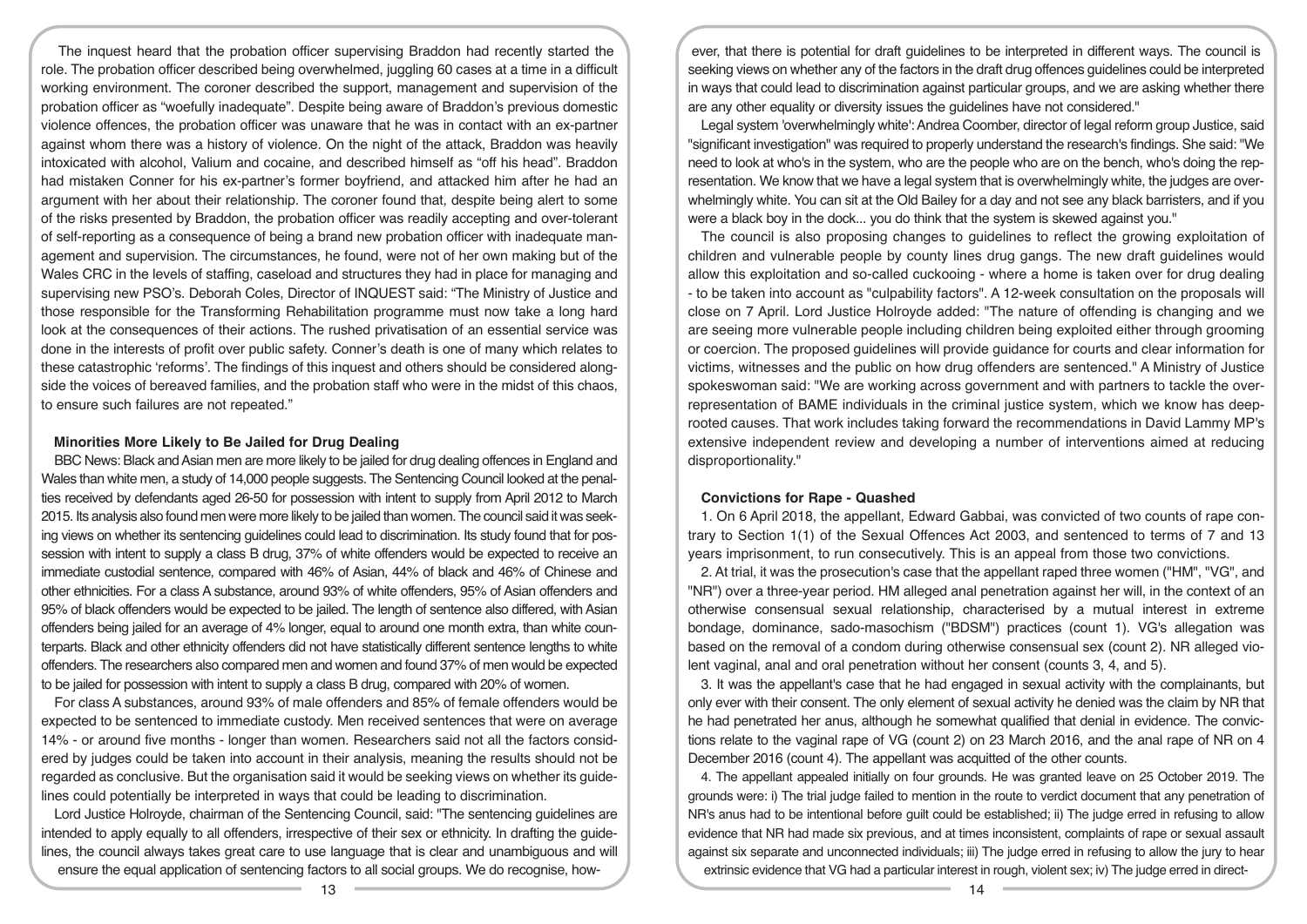The inquest heard that the probation officer supervising Braddon had recently started the role. The probation officer described being overwhelmed, juggling 60 cases at a time in a difficult working environment. The coroner described the support, management and supervision of the probation officer as "woefully inadequate". Despite being aware of Braddon's previous domestic violence offences, the probation officer was unaware that he was in contact with an ex-partner against whom there was a history of violence. On the night of the attack, Braddon was heavily intoxicated with alcohol, Valium and cocaine, and described himself as "off his head". Braddon had mistaken Conner for his ex-partner's former boyfriend, and attacked him after he had an argument with her about their relationship. The coroner found that, despite being alert to some of the risks presented by Braddon, the probation officer was readily accepting and over-tolerant of self-reporting as a consequence of being a brand new probation officer with inadequate management and supervision. The circumstances, he found, were not of her own making but of the Wales CRC in the levels of staffing, caseload and structures they had in place for managing and supervising new PSO's. Deborah Coles, Director of INQUEST said: "The Ministry of Justice and those responsible for the Transforming Rehabilitation programme must now take a long hard look at the consequences of their actions. The rushed privatisation of an essential service was done in the interests of profit over public safety. Conner's death is one of many which relates to these catastrophic 'reforms'. The findings of this inquest and others should be considered alongside the voices of bereaved families, and the probation staff who were in the midst of this chaos, to ensure such failures are not repeated."

### Minorities More Likely to Be Jailed for Drug Dealing

BBC News: Black and Asian men are more likely to be jailed for drug dealing offences in England and Wales than white men, a study of 14,000 people suggests. The Sentencing Council looked at the penalties received by defendants aged 26-50 for possession with intent to supply from April 2012 to March 2015. Its analysis also found men were more likely to be jailed than women. The council said it was seeking views on whether its sentencing guidelines could lead to discrimination. Its study found that for possession with intent to supply a class B drug, 37% of white offenders would be expected to receive an immediate custodial sentence, compared with 46% of Asian, 44% of black and 46% of Chinese and other ethnicities. For a class A substance, around 93% of white offenders, 95% of Asian offenders and 95% of black offenders would be expected to be jailed. The length of sentence also differed, with Asian offenders being jailed for an average of 4% longer, equal to around one month extra, than white counterparts. Black and other ethnicity offenders did not have statistically different sentence lengths to white offenders. The researchers also compared men and women and found 37% of men would be expected to be jailed for possession with intent to supply a class B drug, compared with 20% of women.

For class A substances, around 93% of male offenders and 85% of female offenders would be expected to be sentenced to immediate custody. Men received sentences that were on average 14% - or around five months - longer than women. Researchers said not all the factors considered by judges could be taken into account in their analysis, meaning the results should not be regarded as conclusive. But the organisation said it would be seeking views on whether its guidelines could potentially be interpreted in ways that could be leading to discrimination.

Lord Justice Holroyde, chairman of the Sentencing Council, said: "The sentencing guidelines are intended to apply equally to all offenders, irrespective of their sex or ethnicity. In drafting the guidelines, the council always takes great care to use language that is clear and unambiguous and will ensure the equal application of sentencing factors to all social groups. We do recognise, however, that there is potential for draft guidelines to be interpreted in different ways. The council is seeking views on whether any of the factors in the draft drug offences guidelines could be interpreted in ways that could lead to discrimination against particular groups, and we are asking whether there are any other equality or diversity issues the guidelines have not considered."

Legal system 'overwhelmingly white': Andrea Coomber, director of legal reform group Justice, said "significant investigation" was required to properly understand the research's findings. She said: "We need to look at who's in the system, who are the people who are on the bench, who's doing the representation. We know that we have a legal system that is overwhelmingly white, the judges are overwhelmingly white. You can sit at the Old Bailey for a day and not see any black barristers, and if you were a black boy in the dock... you do think that the system is skewed against you."

The council is also proposing changes to guidelines to reflect the growing exploitation of children and vulnerable people by county lines drug gangs. The new draft guidelines would allow this exploitation and so-called cuckooing - where a home is taken over for drug dealing - to be taken into account as "culpability factors". A 12-week consultation on the proposals will close on 7 April. Lord Justice Holroyde added: "The nature of offending is changing and we are seeing more vulnerable people including children being exploited either through grooming or coercion. The proposed guidelines will provide guidance for courts and clear information for victims, witnesses and the public on how drug offenders are sentenced." A Ministry of Justice spokeswoman said: "We are working across government and with partners to tackle the over-representation of BAME individuals in the criminal justice system, which we know has deep-rooted causes. That work includes taking forward the recommendations in David Lammy MP's extensive independent review and developing a number of interventions aimed at reducing disproportionality."

### Convictions for Rape - Quashed

1. On 6 April 2018, the appellant, Edward Gabbai, was convicted of two counts of rape contrary to Section 1(1) of the Sexual Offences Act 2003, and sentenced to terms of 7 and 13 years imprisonment, to run consecutively. This is an appeal from those two convictions.

2. At trial, it was the prosecution's case that the appellant raped three women ("HM", "VG", and "NR") over a three-year period. HM alleged anal penetration against her will, in the context of an otherwise consensual sexual relationship, characterised by a mutual interest in extreme bondage, dominance, sado-masochism ("BDSM") practices (count 1). VG's allegation was based on the removal of a condom during otherwise consensual sex (count 2). NR alleged violent vaginal, anal and oral penetration without her consent (counts 3, 4, and 5).

3. It was the appellant's case that he had engaged in sexual activity with the complainants, but only ever with their consent. The only element of sexual activity he denied was the claim by NR that he had penetrated her anus, although he somewhat qualified that denial in evidence. The convictions relate to the vaginal rape of VG (count 2) on 23 March 2016, and the anal rape of NR on 4 December 2016 (count 4). The appellant was acquitted of the other counts.

4. The appellant appealed initially on four grounds. He was granted leave on 25 October 2019. The grounds were: i) The trial judge failed to mention in the route to verdict document that any penetration of NR's anus had to be intentional before guilt could be established; ii) The judge erred in refusing to allow evidence that NR had made six previous, and at times inconsistent, complaints of rape or sexual assault against six separate and unconnected individuals; iii) The judge erred in refusing to allow the jury to hear extrinsic evidence that VG had a particular interest in rough, violent sex; iv) The judge erred in direct-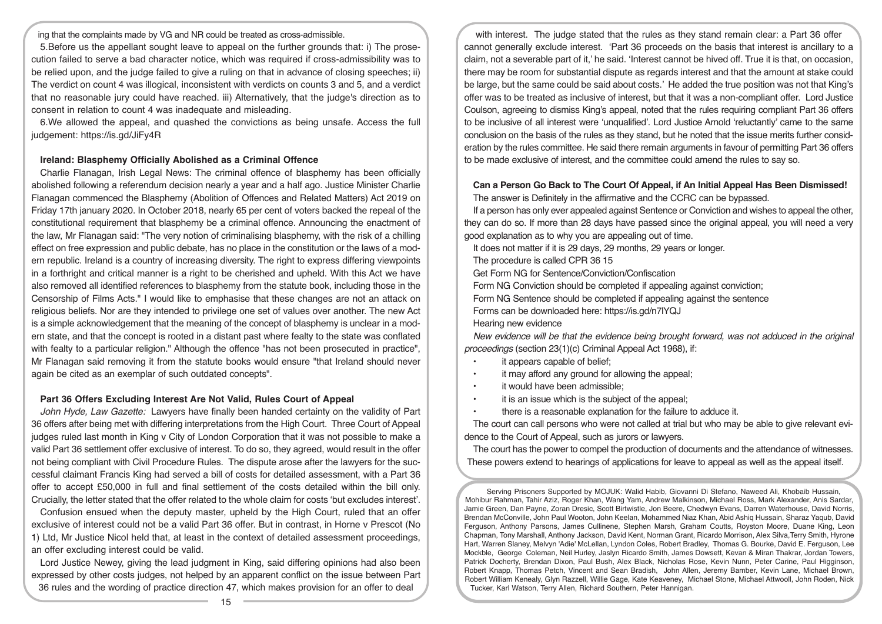ing that the complaints made by VG and NR could be treated as cross-admissible.

5.Before us the appellant sought leave to appeal on the further grounds that: i) The prosecution failed to serve a bad character notice, which was required if cross-admissibility was to be relied upon, and the judge failed to give a ruling on that in advance of closing speeches; ii) The verdict on count 4 was illogical, inconsistent with verdicts on counts 3 and 5, and a verdict that no reasonable jury could have reached. iii) Alternatively, that the judge's direction as to consent in relation to count 4 was inadequate and misleading.

6.We allowed the appeal, and quashed the convictions as being unsafe. Access the full judgement: https://is.gd/JiFy4R

### Ireland: Blasphemy Officially Abolished as a Criminal Offence

Charlie Flanagan, Irish Legal News: The criminal offence of blasphemy has been officially abolished following a referendum decision nearly a year and a half ago. Justice Minister Charlie Flanagan commenced the Blasphemy (Abolition of Offences and Related Matters) Act 2019 on Friday 17th january 2020. In October 2018, nearly 65 per cent of voters backed the repeal of the constitutional requirement that blasphemy be a criminal offence. Announcing the enactment of the law, Mr Flanagan said: "The very notion of criminalising blasphemy, with the risk of a chilling effect on free expression and public debate, has no place in the constitution or the laws of a modern republic. Ireland is a country of increasing diversity. The right to express differing viewpoints in a forthright and critical manner is a right to be cherished and upheld. With this Act we have also removed all identified references to blasphemy from the statute book, including those in the Censorship of Films Acts." I would like to emphasise that these changes are not an attack on religious beliefs. Nor are they intended to privilege one set of values over another. The new Act is a simple acknowledgement that the meaning of the concept of blasphemy is unclear in a modern state, and that the concept is rooted in a distant past where fealty to the state was conflated with fealty to a particular religion." Although the offence "has not been prosecuted in practice", Mr Flanagan said removing it from the statute books would ensure "that Ireland should never again be cited as an exemplar of such outdated concepts".

### Part 36 Offers Excluding Interest Are Not Valid, Rules Court of Appeal

*John Hyde, Law Gazette:* Lawyers have finally been handed certainty on the validity of Part 36 offers after being met with differing interpretations from the High Court. Three Court of Appeal judges ruled last month in King v City of London Corporation that it was not possible to make a valid Part 36 settlement offer exclusive of interest. To do so, they agreed, would result in the offer not being compliant with Civil Procedure Rules. The dispute arose after the lawyers for the successful claimant Francis King had served a bill of costs for detailed assessment, with a Part 36 offer to accept £50,000 in full and final settlement of the costs detailed within the bill only. Crucially, the letter stated that the offer related to the whole claim for costs 'but excludes interest'.

Confusion ensued when the deputy master, upheld by the High Court, ruled that an offer exclusive of interest could not be a valid Part 36 offer. But in contrast, in Horne v Prescot (No 1) Ltd, Mr Justice Nicol held that, at least in the context of detailed assessment proceedings, an offer excluding interest could be valid.

Lord Justice Newey, giving the lead judgment in King, said differing opinions had also been expressed by other costs judges, not helped by an apparent conflict on the issue between Part 36 rules and the wording of practice direction 47, which makes provision for an offer to deal with interest. The judge stated that the rules as they stand remain clear: a Part 36 offer cannot generally exclude interest. 'Part 36 proceeds on the basis that interest is ancillary to a claim, not a severable part of it,' he said. 'Interest cannot be hived off. True it is that, on occasion, there may be room for substantial dispute as regards interest and that the amount at stake could be large, but the same could be said about costs.' He added the true position was not that King's offer was to be treated as inclusive of interest, but that it was a non-compliant offer. Lord Justice Coulson, agreeing to dismiss King's appeal, noted that the rules requiring compliant Part 36 offers to be inclusive of all interest were 'unqualified'. Lord Justice Arnold 'reluctantly' came to the same conclusion on the basis of the rules as they stand, but he noted that the issue merits further consideration by the rules committee. He said there remain arguments in favour of permitting Part 36 offers to be made exclusive of interest, and the committee could amend the rules to say so.

### Can a Person Go Back to The Court Of Appeal, if An Initial Appeal Has Been Dismissed!

The answer is Definitely in the affirmative and the CCRC can be bypassed.

If a person has only ever appealed against Sentence or Conviction and wishes to appeal the other, they can do so. If more than 28 days have passed since the original appeal, you will need a very good explanation as to why you are appealing out of time.

It does not matter if it is 29 days, 29 months, 29 years or longer.

The procedure is called CPR 36 15

Get Form NG for Sentence/Conviction/Confiscation

Form NG Conviction should be completed if appealing against conviction;

Form NG Sentence should be completed if appealing against the sentence

Forms can be downloaded here: https://is.gd/n7lYQJ

Hearing new evidence

*New evidence will be that the evidence being brought forward, was not adduced in the original proceedings* (section 23(1)(c) Criminal Appeal Act 1968), if:

- it appears capable of belief;
- it may afford any ground for allowing the appeal;
- it would have been admissible;
- it is an issue which is the subject of the appeal;
- there is a reasonable explanation for the failure to adduce it.

The court can call persons who were not called at trial but who may be able to give relevant evidence to the Court of Appeal, such as jurors or lawyers.

The court has the power to compel the production of documents and the attendance of witnesses. These powers extend to hearings of applications for leave to appeal as well as the appeal itself.

Serving Prisoners Supported by MOJUK: Walid Habib, Giovanni Di Stefano, Naweed Ali, Khobaib Hussain, Mohibur Rahman, Tahir Aziz, Roger Khan, Wang Yam, Andrew Malkinson, Michael Ross, Mark Alexander, Anis Sardar, Jamie Green, Dan Payne, Zoran Dresic, Scott Birtwistle, Jon Beere, Chedwyn Evans, Darren Waterhouse, David Norris, Brendan McConville, John Paul Wooton, John Keelan, Mohammed Niaz Khan, Abid Ashiq Hussain, Sharaz Yaqub, David Ferguson, Anthony Parsons, James Cullinene, Stephen Marsh, Graham Coutts, Royston Moore, Duane King, Leon Chapman, Tony Marshall, Anthony Jackson, David Kent, Norman Grant, Ricardo Morrison, Alex Silva,Terry Smith, Hyrone Hart, Warren Slaney, Melvyn 'Adie' McLellan, Lyndon Coles, Robert Bradley, Thomas G. Bourke, David E. Ferguson, Lee Mockble, George Coleman, Neil Hurley, Jaslyn Ricardo Smith, James Dowsett, Kevan & Miran Thakrar, Jordan Towers, Patrick Docherty, Brendan Dixon, Paul Bush, Alex Black, Nicholas Rose, Kevin Nunn, Peter Carine, Paul Higginson, Robert Knapp, Thomas Petch, Vincent and Sean Bradish, John Allen, Jeremy Bamber, Kevin Lane, Michael Brown, Robert William Kenealy, Glyn Razzell, Willie Gage, Kate Keaveney, Michael Stone, Michael Attwooll, John Roden, Nick Tucker, Karl Watson, Terry Allen, Richard Southern, Peter Hannigan.